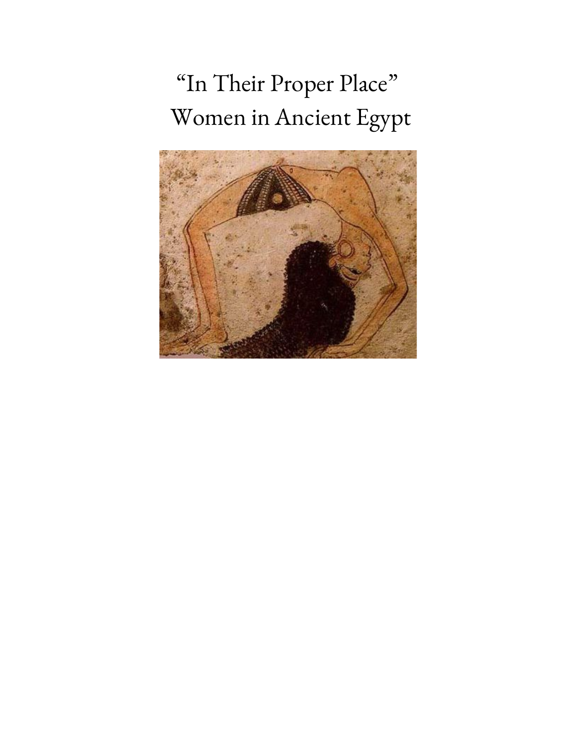# "In Their Proper Place"
# Women in Ancient Egypt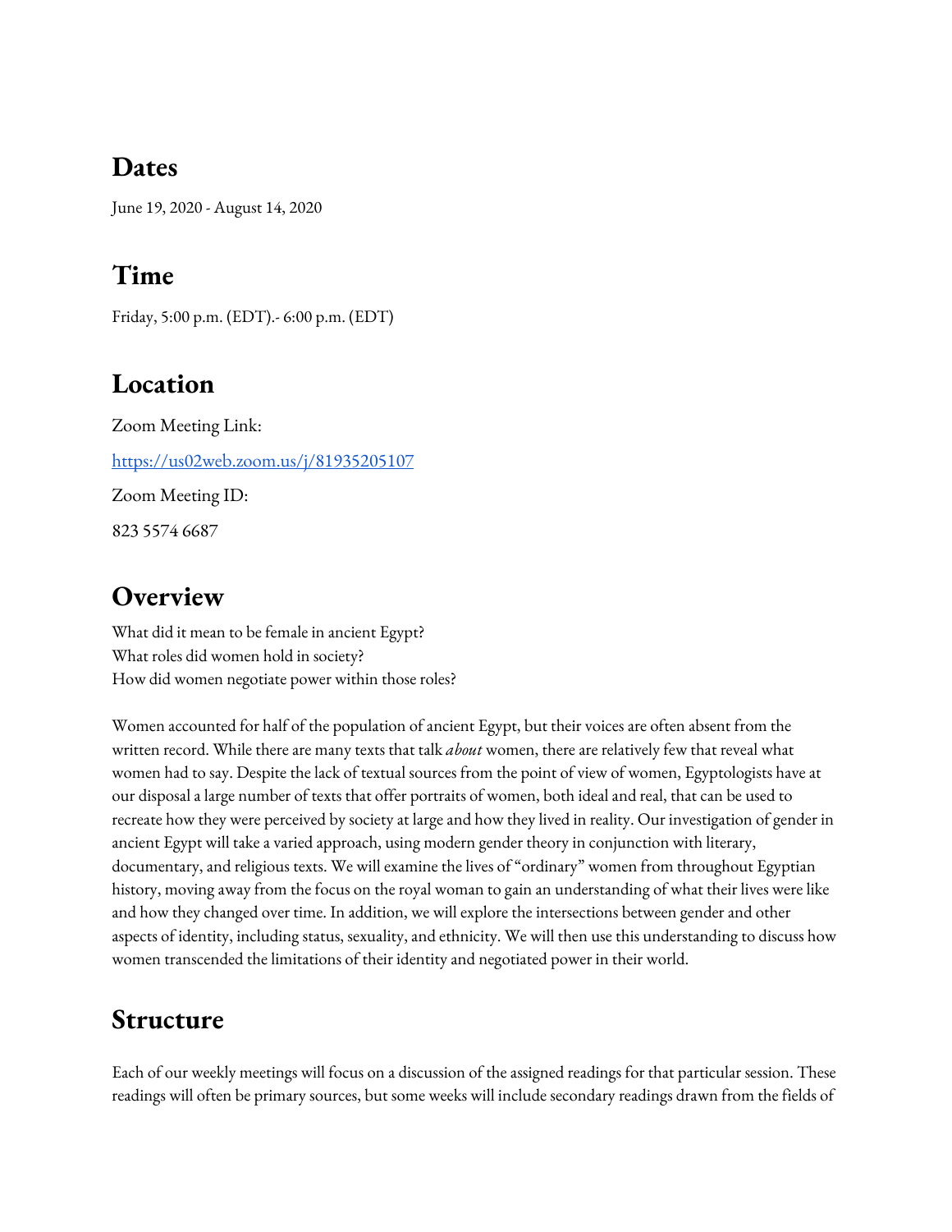## Dates

June 19, 2020 - August 14, 2020

## Time

Friday, 5:00 p.m. (EDT).- 6:00 p.m. (EDT)

## Location

Zoom Meeting Link:

[https://us02web.zoom.us/j/81935205107](https://us02web.zoom.us/j/81935205107)

Zoom Meeting ID:

823 5574 6687

## Overview

What did it mean to be female in ancient Egypt?
What roles did women hold in society?
How did women negotiate power within those roles?

Women accounted for half of the population of ancient Egypt, but their voices are often absent from the written record. While there are many texts that talk *about* women, there are relatively few that reveal what women had to say. Despite the lack of textual sources from the point of view of women, Egyptologists have at our disposal a large number of texts that offer portraits of women, both ideal and real, that can be used to recreate how they were perceived by society at large and how they lived in reality. Our investigation of gender in ancient Egypt will take a varied approach, using modern gender theory in conjunction with literary, documentary, and religious texts. We will examine the lives of "ordinary" women from throughout Egyptian history, moving away from the focus on the royal woman to gain an understanding of what their lives were like and how they changed over time. In addition, we will explore the intersections between gender and other aspects of identity, including status, sexuality, and ethnicity. We will then use this understanding to discuss how women transcended the limitations of their identity and negotiated power in their world.

## Structure

Each of our weekly meetings will focus on a discussion of the assigned readings for that particular session. These readings will often be primary sources, but some weeks will include secondary readings drawn from the fields of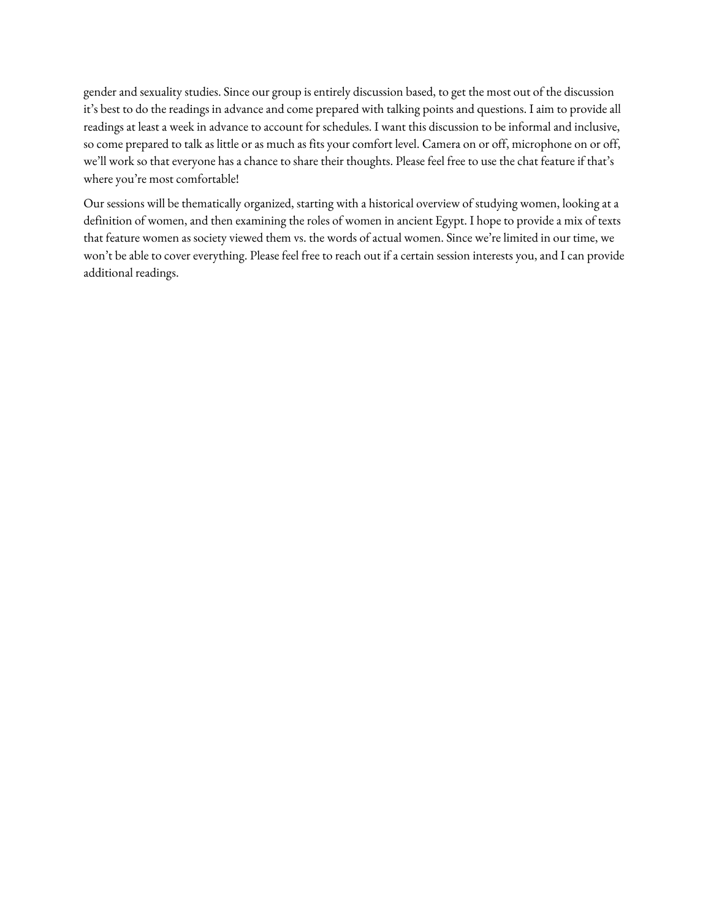gender and sexuality studies. Since our group is entirely discussion based, to get the most out of the discussion it's best to do the readings in advance and come prepared with talking points and questions. I aim to provide all readings at least a week in advance to account for schedules. I want this discussion to be informal and inclusive, so come prepared to talk as little or as much as fits your comfort level. Camera on or off, microphone on or off, we'll work so that everyone has a chance to share their thoughts. Please feel free to use the chat feature if that's where you're most comfortable!

Our sessions will be thematically organized, starting with a historical overview of studying women, looking at a definition of women, and then examining the roles of women in ancient Egypt. I hope to provide a mix of texts that feature women as society viewed them vs. the words of actual women. Since we're limited in our time, we won't be able to cover everything. Please feel free to reach out if a certain session interests you, and I can provide additional readings.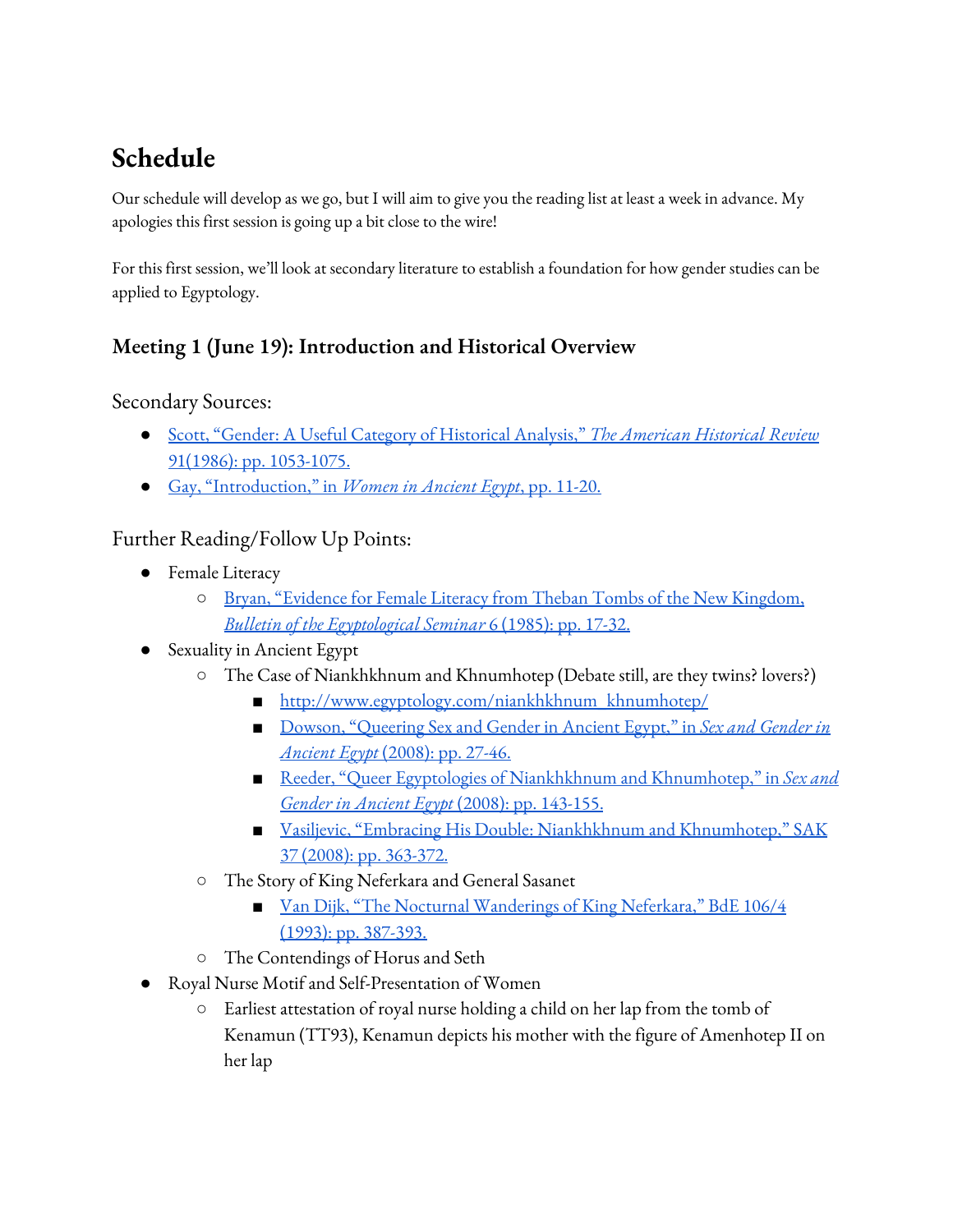# Schedule

Our schedule will develop as we go, but I will aim to give you the reading list at least a week in advance. My apologies this first session is going up a bit close to the wire!

For this first session, we'll look at secondary literature to establish a foundation for how gender studies can be applied to Egyptology.

## Meeting 1 (June 19): Introduction and Historical Overview

### Secondary Sources:

- Scott, "Gender: A Useful Category of Historical Analysis," *The American Historical Review* 91(1986): pp. 1053-1075.
- Gay, "Introduction," in *Women in Ancient Egypt*, pp. 11-20.

### Further Reading/Follow Up Points:

- Female Literacy
  - Bryan, "Evidence for Female Literacy from Theban Tombs of the New Kingdom, *Bulletin of the Egyptological Seminar* 6 (1985): pp. 17-32.
- Sexuality in Ancient Egypt
  - The Case of Niankhkhnum and Khnumhotep (Debate still, are they twins? lovers?)
    - http://www.egyptology.com/niankhkhnum_khnumhotep/
    - Dowson, "Queering Sex and Gender in Ancient Egypt," in *Sex and Gender in Ancient Egypt* (2008): pp. 27-46.
    - Reeder, "Queer Egyptologies of Niankhkhnum and Khnumhotep," in *Sex and Gender in Ancient Egypt* (2008): pp. 143-155.
    - Vasiljevic, "Embracing His Double: Niankhkhnum and Khnumhotep," SAK 37 (2008): pp. 363-372.
  - The Story of King Neferkara and General Sasanet
    - Van Dijk, "The Nocturnal Wanderings of King Neferkara," BdE 106/4 (1993): pp. 387-393.
  - The Contendings of Horus and Seth
- Royal Nurse Motif and Self-Presentation of Women
  - Earliest attestation of royal nurse holding a child on her lap from the tomb of Kenamun (TT93), Kenamun depicts his mother with the figure of Amenhotep II on her lap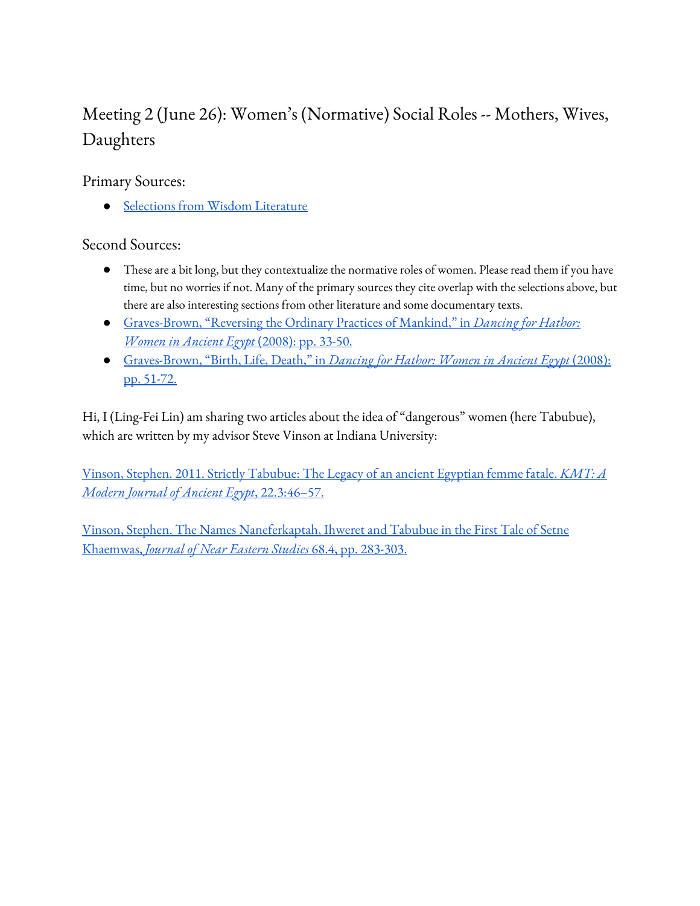## Meeting 2 (June 26): Women's (Normative) Social Roles -- Mothers, Wives, Daughters

### Primary Sources:

- Selections from Wisdom Literature

### Second Sources:

- These are a bit long, but they contextualize the normative roles of women. Please read them if you have time, but no worries if not. Many of the primary sources they cite overlap with the selections above, but there are also interesting sections from other literature and some documentary texts.
- Graves-Brown, "Reversing the Ordinary Practices of Mankind," in *Dancing for Hathor: Women in Ancient Egypt* (2008): pp. 33-50.
- Graves-Brown, "Birth, Life, Death," in *Dancing for Hathor: Women in Ancient Egypt* (2008): pp. 51-72.

Hi, I (Ling-Fei Lin) am sharing two articles about the idea of "dangerous" women (here Tabubue), which are written by my advisor Steve Vinson at Indiana University:

Vinson, Stephen. 2011. Strictly Tabubue: The Legacy of an ancient Egyptian femme fatale. *KMT: A Modern Journal of Ancient Egypt*, 22.3:46–57.

Vinson, Stephen. The Names Naneferkaptah, Ihweret and Tabubue in the First Tale of Setne Khaemwas, *Journal of Near Eastern Studies* 68.4, pp. 283-303.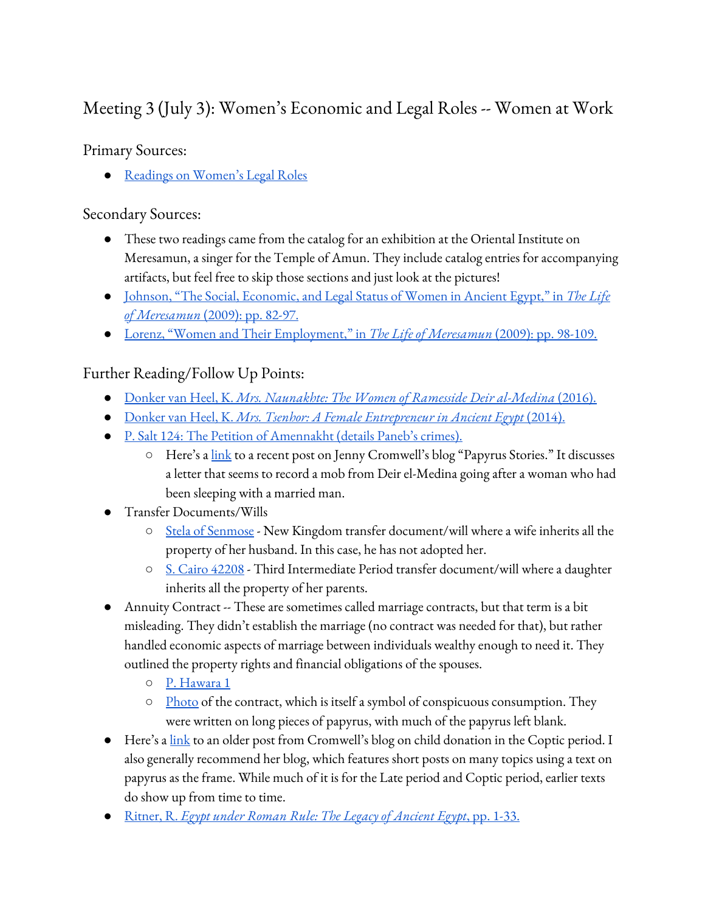## Meeting 3 (July 3): Women's Economic and Legal Roles -- Women at Work

### Primary Sources:

- Readings on Women's Legal Roles

### Secondary Sources:

- These two readings came from the catalog for an exhibition at the Oriental Institute on Meresamun, a singer for the Temple of Amun. They include catalog entries for accompanying artifacts, but feel free to skip those sections and just look at the pictures!
- Johnson, "The Social, Economic, and Legal Status of Women in Ancient Egypt," in *The Life of Meresamun* (2009): pp. 82-97.
- Lorenz, "Women and Their Employment," in *The Life of Meresamun* (2009): pp. 98-109.

### Further Reading/Follow Up Points:

- Donker van Heel, K. *Mrs. Naunakhte: The Women of Ramesside Deir al-Medina* (2016).
- Donker van Heel, K. *Mrs. Tsenhor: A Female Entrepreneur in Ancient Egypt* (2014).
- P. Salt 124: The Petition of Amennakht (details Paneb's crimes).
  - Here's a link to a recent post on Jenny Cromwell's blog "Papyrus Stories." It discusses a letter that seems to record a mob from Deir el-Medina going after a woman who had been sleeping with a married man.
- Transfer Documents/Wills
  - Stela of Senmose - New Kingdom transfer document/will where a wife inherits all the property of her husband. In this case, he has not adopted her.
  - S. Cairo 42208 - Third Intermediate Period transfer document/will where a daughter inherits all the property of her parents.
- Annuity Contract -- These are sometimes called marriage contracts, but that term is a bit misleading. They didn't establish the marriage (no contract was needed for that), but rather handled economic aspects of marriage between individuals wealthy enough to need it. They outlined the property rights and financial obligations of the spouses.
  - P. Hawara 1
  - Photo of the contract, which is itself a symbol of conspicuous consumption. They were written on long pieces of papyrus, with much of the papyrus left blank.
- Here's a link to an older post from Cromwell's blog on child donation in the Coptic period. I also generally recommend her blog, which features short posts on many topics using a text on papyrus as the frame. While much of it is for the Late period and Coptic period, earlier texts do show up from time to time.
- Ritner, R. *Egypt under Roman Rule: The Legacy of Ancient Egypt*, pp. 1-33.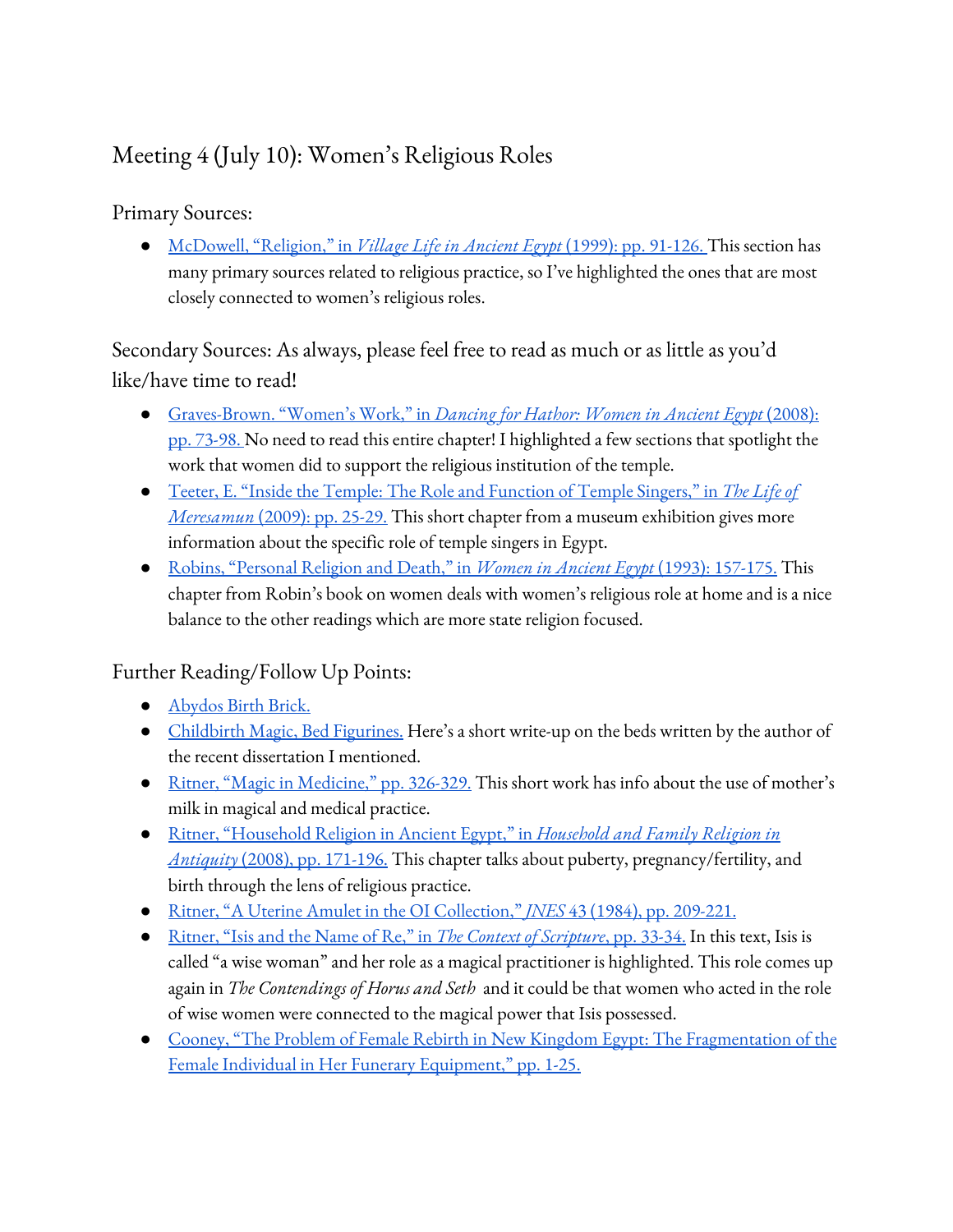## Meeting 4 (July 10): Women's Religious Roles

### Primary Sources:

- McDowell, "Religion," in *Village Life in Ancient Egypt* (1999): pp. 91-126. This section has many primary sources related to religious practice, so I've highlighted the ones that are most closely connected to women's religious roles.

### Secondary Sources: As always, please feel free to read as much or as little as you'd like/have time to read!

- Graves-Brown. "Women's Work," in *Dancing for Hathor: Women in Ancient Egypt* (2008): pp. 73-98. No need to read this entire chapter! I highlighted a few sections that spotlight the work that women did to support the religious institution of the temple.
- Teeter, E. "Inside the Temple: The Role and Function of Temple Singers," in *The Life of Meresamun* (2009): pp. 25-29. This short chapter from a museum exhibition gives more information about the specific role of temple singers in Egypt.
- Robins, "Personal Religion and Death," in *Women in Ancient Egypt* (1993): 157-175. This chapter from Robin's book on women deals with women's religious role at home and is a nice balance to the other readings which are more state religion focused.

### Further Reading/Follow Up Points:

- Abydos Birth Brick.
- Childbirth Magic, Bed Figurines. Here's a short write-up on the beds written by the author of the recent dissertation I mentioned.
- Ritner, "Magic in Medicine," pp. 326-329. This short work has info about the use of mother's milk in magical and medical practice.
- Ritner, "Household Religion in Ancient Egypt," in *Household and Family Religion in Antiquity* (2008), pp. 171-196. This chapter talks about puberty, pregnancy/fertility, and birth through the lens of religious practice.
- Ritner, "A Uterine Amulet in the OI Collection," *JNES* 43 (1984), pp. 209-221.
- Ritner, "Isis and the Name of Re," in *The Context of Scripture*, pp. 33-34. In this text, Isis is called "a wise woman" and her role as a magical practitioner is highlighted. This role comes up again in *The Contendings of Horus and Seth* and it could be that women who acted in the role of wise women were connected to the magical power that Isis possessed.
- Cooney, "The Problem of Female Rebirth in New Kingdom Egypt: The Fragmentation of the Female Individual in Her Funerary Equipment," pp. 1-25.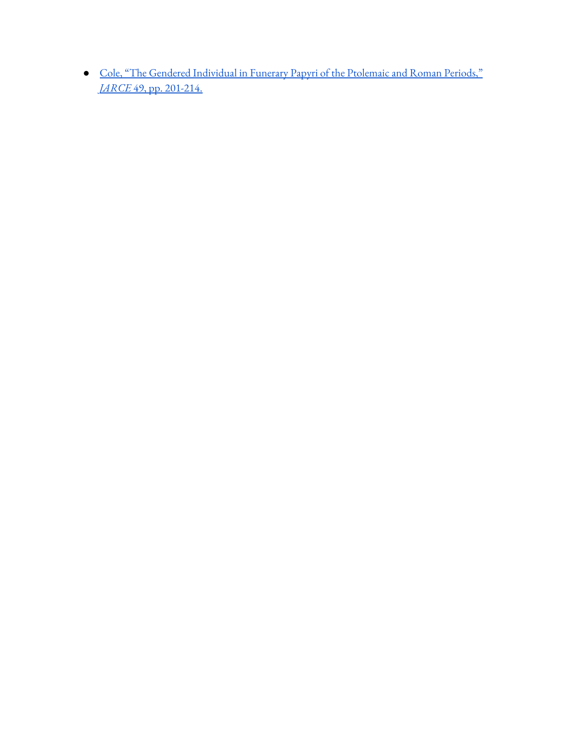- Cole, "The Gendered Individual in Funerary Papyri of the Ptolemaic and Roman Periods," *JARCE* 49, pp. 201-214.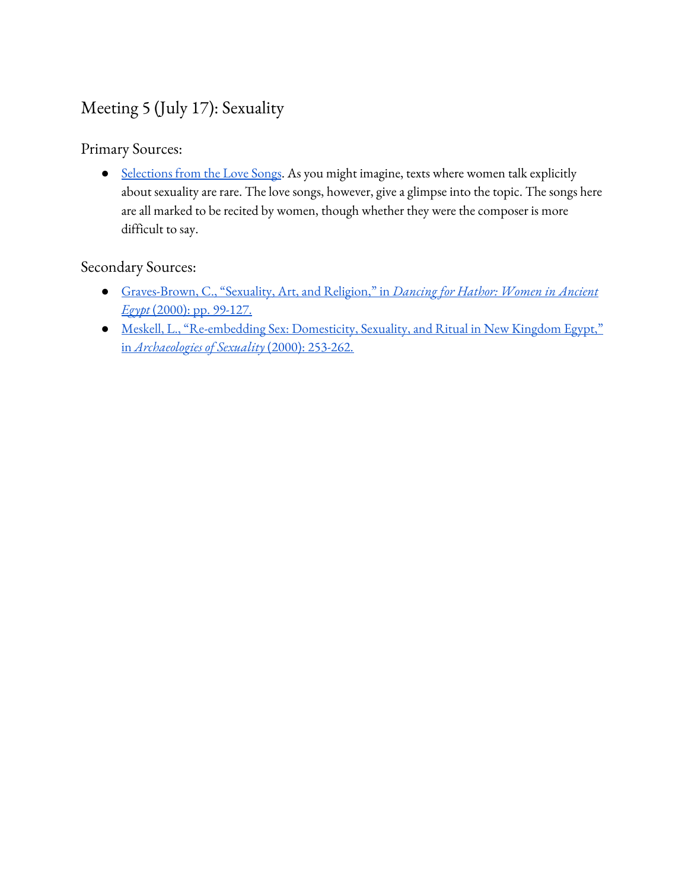## Meeting 5 (July 17): Sexuality

### Primary Sources:

- Selections from the Love Songs. As you might imagine, texts where women talk explicitly about sexuality are rare. The love songs, however, give a glimpse into the topic. The songs here are all marked to be recited by women, though whether they were the composer is more difficult to say.

### Secondary Sources:

- Graves-Brown, C., "Sexuality, Art, and Religion," in *Dancing for Hathor: Women in Ancient Egypt* (2000): pp. 99-127.
- Meskell, L., "Re-embedding Sex: Domesticity, Sexuality, and Ritual in New Kingdom Egypt," in *Archaeologies of Sexuality* (2000): 253-262.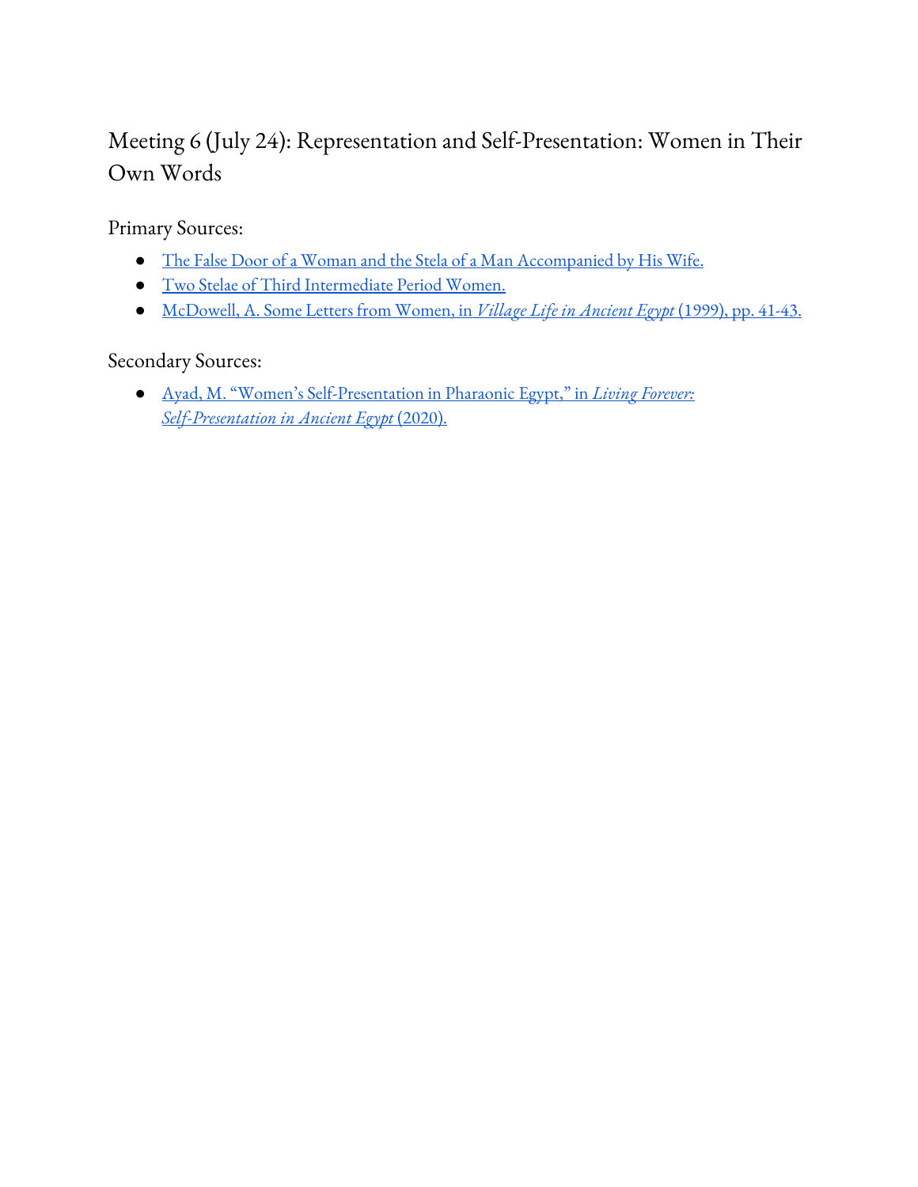## Meeting 6 (July 24): Representation and Self-Presentation: Women in Their Own Words

Primary Sources:

- The False Door of a Woman and the Stela of a Man Accompanied by His Wife.
- Two Stelae of Third Intermediate Period Women.
- McDowell, A. Some Letters from Women, in *Village Life in Ancient Egypt* (1999), pp. 41-43.

Secondary Sources:

- Ayad, M. "Women's Self-Presentation in Pharaonic Egypt," in *Living Forever: Self-Presentation in Ancient Egypt* (2020).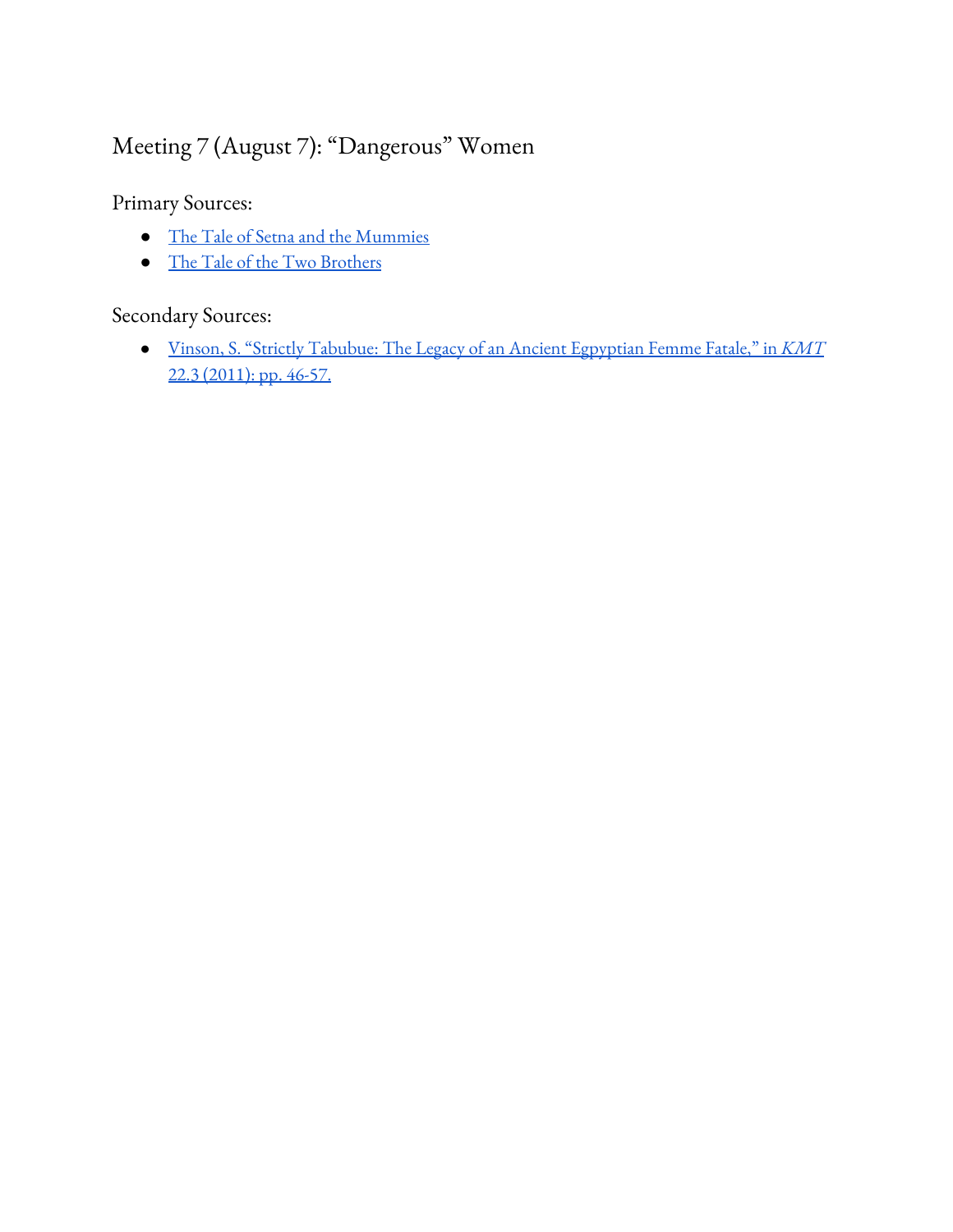## Meeting 7 (August 7): "Dangerous" Women

Primary Sources:

- The Tale of Setna and the Mummies
- The Tale of the Two Brothers

Secondary Sources:

- Vinson, S. "Strictly Tabubue: The Legacy of an Ancient Egpyptian Femme Fatale," in *KMT* 22.3 (2011): pp. 46-57.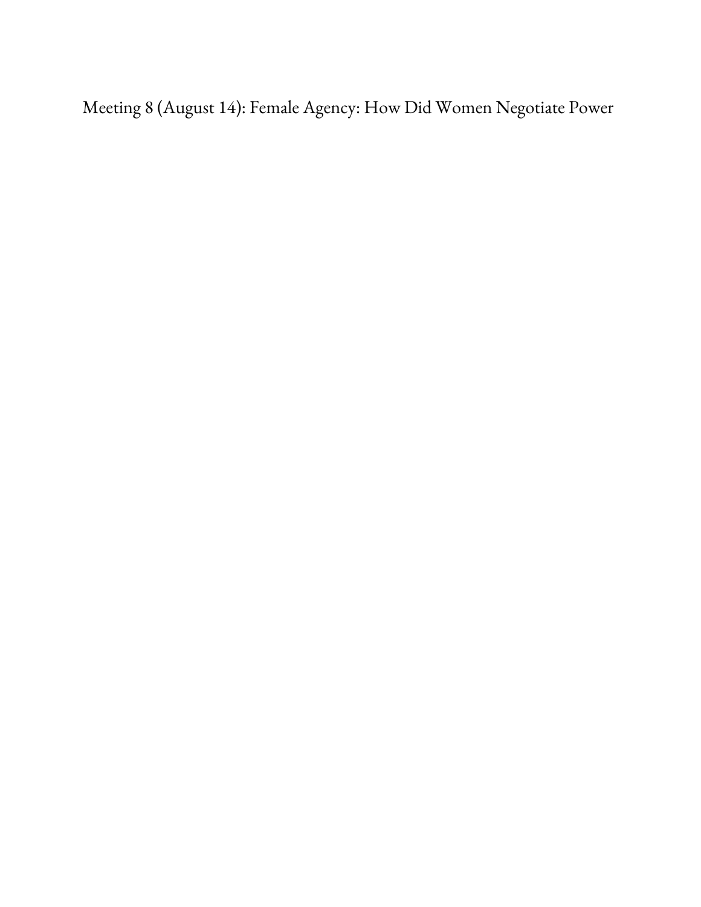Meeting 8 (August 14): Female Agency: How Did Women Negotiate Power